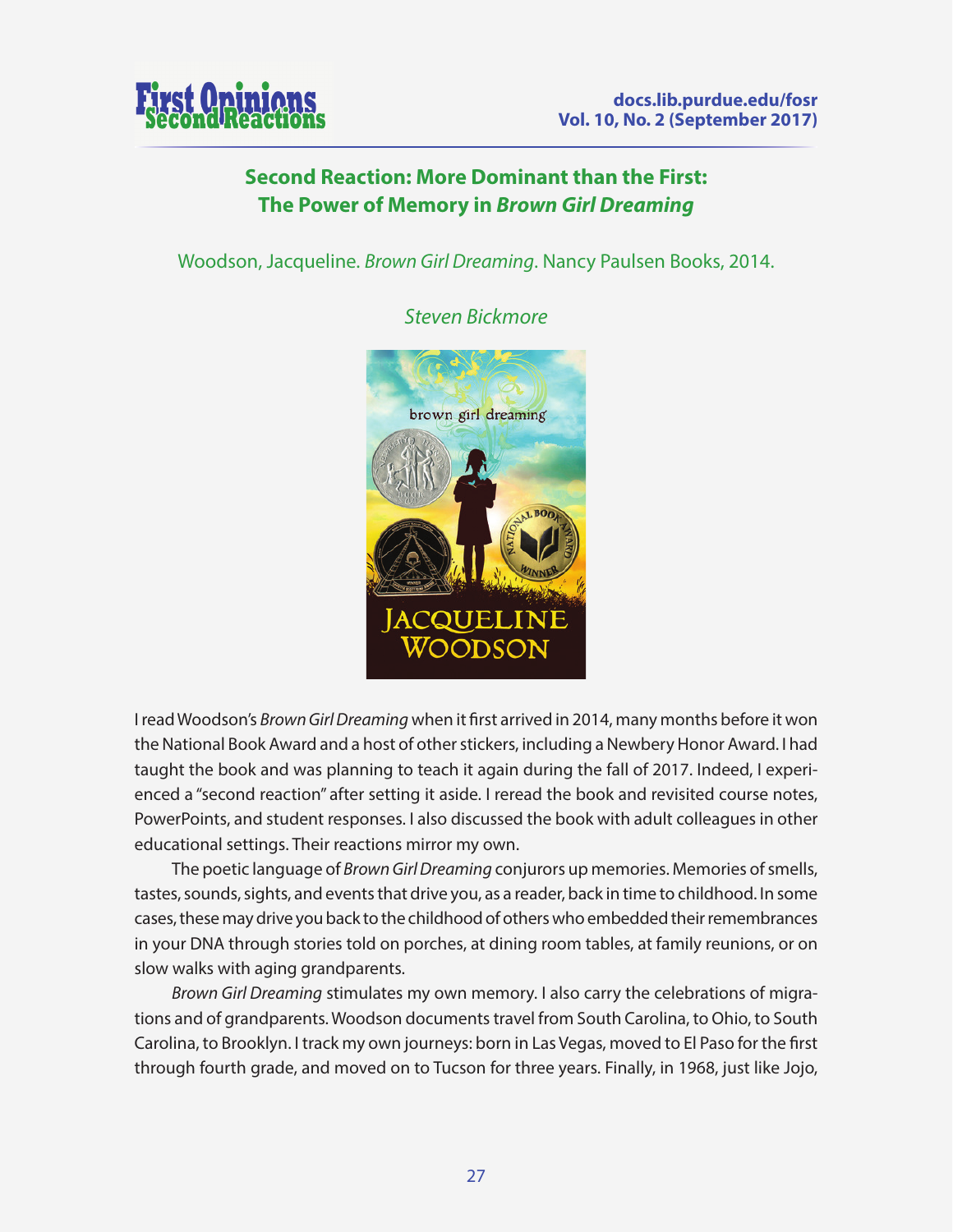## Second Reaction: More Dominant than the First: The Power of Memory in *Brown Girl Dreaming*

Woodson, Jacqueline. *Brown Girl Dreaming*. Nancy Paulsen Books, 2014.

*Steven Bickmore*

I read Woodson's *Brown Girl Dreaming* when it first arrived in 2014, many months before it won the National Book Award and a host of other stickers, including a Newbery Honor Award. I had taught the book and was planning to teach it again during the fall of 2017. Indeed, I experienced a "second reaction" after setting it aside. I reread the book and revisited course notes, PowerPoints, and student responses. I also discussed the book with adult colleagues in other educational settings. Their reactions mirror my own.

The poetic language of *Brown Girl Dreaming* conjurors up memories. Memories of smells, tastes, sounds, sights, and events that drive you, as a reader, back in time to childhood. In some cases, these may drive you back to the childhood of others who embedded their remembrances in your DNA through stories told on porches, at dining room tables, at family reunions, or on slow walks with aging grandparents.

*Brown Girl Dreaming* stimulates my own memory. I also carry the celebrations of migrations and of grandparents. Woodson documents travel from South Carolina, to Ohio, to South Carolina, to Brooklyn. I track my own journeys: born in Las Vegas, moved to El Paso for the first through fourth grade, and moved on to Tucson for three years. Finally, in 1968, just like Jojo,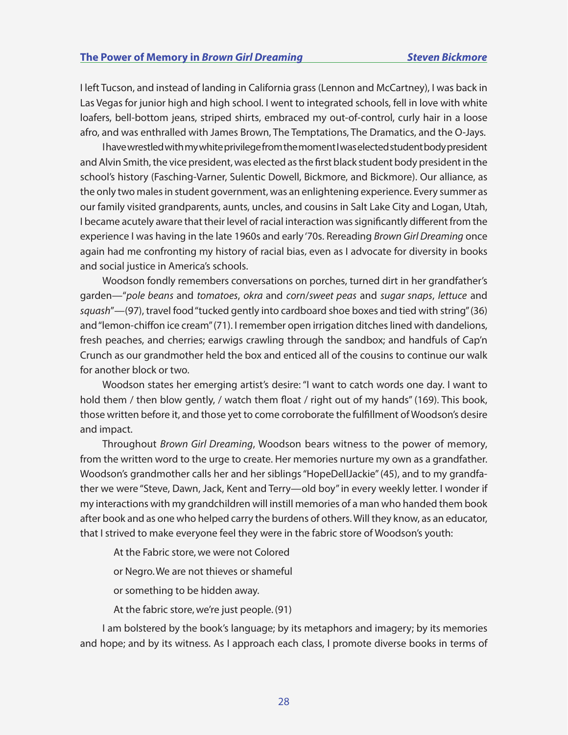I left Tucson, and instead of landing in California grass (Lennon and McCartney), I was back in Las Vegas for junior high and high school. I went to integrated schools, fell in love with white loafers, bell-bottom jeans, striped shirts, embraced my out-of-control, curly hair in a loose afro, and was enthralled with James Brown, The Temptations, The Dramatics, and the O-Jays.

I have wrestled with my white privilege from the moment I was elected student body president and Alvin Smith, the vice president, was elected as the first black student body president in the school's history (Fasching-Varner, Sulentic Dowell, Bickmore, and Bickmore). Our alliance, as the only two males in student government, was an enlightening experience. Every summer as our family visited grandparents, aunts, uncles, and cousins in Salt Lake City and Logan, Utah, I became acutely aware that their level of racial interaction was significantly different from the experience I was having in the late 1960s and early '70s. Rereading *Brown Girl Dreaming* once again had me confronting my history of racial bias, even as I advocate for diversity in books and social justice in America's schools.

Woodson fondly remembers conversations on porches, turned dirt in her grandfather's garden—"*pole beans* and *tomatoes*, *okra* and *corn/sweet peas* and *sugar snaps*, *lettuce* and *squash*"—(97), travel food "tucked gently into cardboard shoe boxes and tied with string" (36) and "lemon-chiffon ice cream" (71). I remember open irrigation ditches lined with dandelions, fresh peaches, and cherries; earwigs crawling through the sandbox; and handfuls of Cap'n Crunch as our grandmother held the box and enticed all of the cousins to continue our walk for another block or two.

Woodson states her emerging artist's desire: "I want to catch words one day. I want to hold them / then blow gently, / watch them float / right out of my hands" (169). This book, those written before it, and those yet to come corroborate the fulfillment of Woodson's desire and impact.

Throughout *Brown Girl Dreaming*, Woodson bears witness to the power of memory, from the written word to the urge to create. Her memories nurture my own as a grandfather. Woodson's grandmother calls her and her siblings "HopeDellJackie" (45), and to my grandfather we were "Steve, Dawn, Jack, Kent and Terry—old boy" in every weekly letter. I wonder if my interactions with my grandchildren will instill memories of a man who handed them book after book and as one who helped carry the burdens of others. Will they know, as an educator, that I strived to make everyone feel they were in the fabric store of Woodson's youth:

> At the Fabric store, we were not Colored
>
> or Negro. We are not thieves or shameful
>
> or something to be hidden away.
>
> At the fabric store, we're just people. (91)

I am bolstered by the book's language; by its metaphors and imagery; by its memories and hope; and by its witness. As I approach each class, I promote diverse books in terms of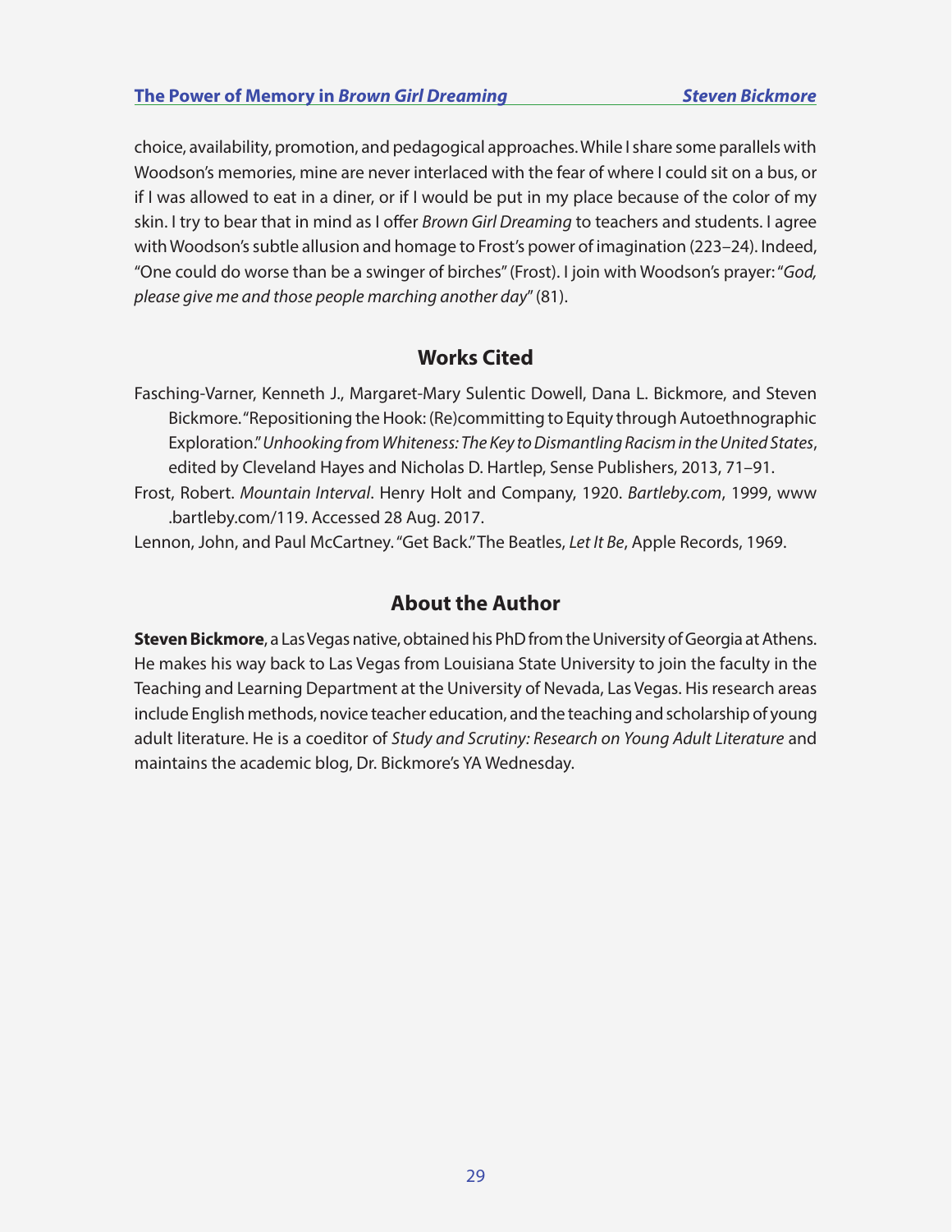choice, availability, promotion, and pedagogical approaches. While I share some parallels with Woodson's memories, mine are never interlaced with the fear of where I could sit on a bus, or if I was allowed to eat in a diner, or if I would be put in my place because of the color of my skin. I try to bear that in mind as I offer *Brown Girl Dreaming* to teachers and students. I agree with Woodson's subtle allusion and homage to Frost's power of imagination (223–24). Indeed, "One could do worse than be a swinger of birches" (Frost). I join with Woodson's prayer: "*God, please give me and those people marching another day*" (81).

## Works Cited

Fasching-Varner, Kenneth J., Margaret-Mary Sulentic Dowell, Dana L. Bickmore, and Steven Bickmore. "Repositioning the Hook: (Re)committing to Equity through Autoethnographic Exploration." *Unhooking from Whiteness: The Key to Dismantling Racism in the United States*, edited by Cleveland Hayes and Nicholas D. Hartlep, Sense Publishers, 2013, 71–91.

Frost, Robert. *Mountain Interval*. Henry Holt and Company, 1920. *Bartleby.com*, 1999, www.bartleby.com/119. Accessed 28 Aug. 2017.

Lennon, John, and Paul McCartney. "Get Back." The Beatles, *Let It Be*, Apple Records, 1969.

## About the Author

**Steven Bickmore**, a Las Vegas native, obtained his PhD from the University of Georgia at Athens. He makes his way back to Las Vegas from Louisiana State University to join the faculty in the Teaching and Learning Department at the University of Nevada, Las Vegas. His research areas include English methods, novice teacher education, and the teaching and scholarship of young adult literature. He is a coeditor of *Study and Scrutiny: Research on Young Adult Literature* and maintains the academic blog, Dr. Bickmore's YA Wednesday.